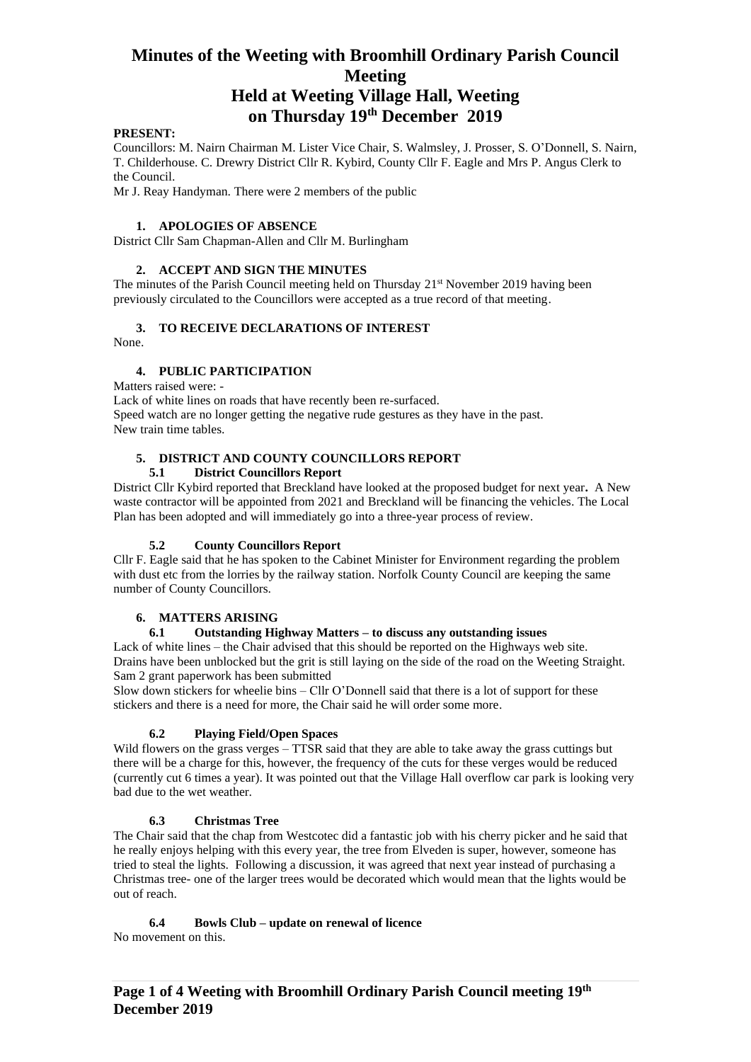# Minutes of the Weeting with Broomhill Ordinary Parish Council Meeting
# Held at Weeting Village Hall, Weeting
# on Thursday 19th December 2019

**PRESENT:**

Councillors: M. Nairn Chairman M. Lister Vice Chair, S. Walmsley, J. Prosser, S. O'Donnell, S. Nairn, T. Childerhouse. C. Drewry District Cllr R. Kybird, County Cllr F. Eagle and Mrs P. Angus Clerk to the Council.

Mr J. Reay Handyman. There were 2 members of the public

## 1. APOLOGIES OF ABSENCE

District Cllr Sam Chapman-Allen and Cllr M. Burlingham

## 2. ACCEPT AND SIGN THE MINUTES

The minutes of the Parish Council meeting held on Thursday 21st November 2019 having been previously circulated to the Councillors were accepted as a true record of that meeting.

## 3. TO RECEIVE DECLARATIONS OF INTEREST

None.

## 4. PUBLIC PARTICIPATION

Matters raised were: -

Lack of white lines on roads that have recently been re-surfaced.

Speed watch are no longer getting the negative rude gestures as they have in the past.

New train time tables.

## 5. DISTRICT AND COUNTY COUNCILLORS REPORT

### 5.1 District Councillors Report

District Cllr Kybird reported that Breckland have looked at the proposed budget for next year**.** A New waste contractor will be appointed from 2021 and Breckland will be financing the vehicles. The Local Plan has been adopted and will immediately go into a three-year process of review.

### 5.2 County Councillors Report

Cllr F. Eagle said that he has spoken to the Cabinet Minister for Environment regarding the problem with dust etc from the lorries by the railway station. Norfolk County Council are keeping the same number of County Councillors.

## 6. MATTERS ARISING

### 6.1 Outstanding Highway Matters – to discuss any outstanding issues

Lack of white lines – the Chair advised that this should be reported on the Highways web site.

Drains have been unblocked but the grit is still laying on the side of the road on the Weeting Straight.

Sam 2 grant paperwork has been submitted

Slow down stickers for wheelie bins – Cllr O'Donnell said that there is a lot of support for these stickers and there is a need for more, the Chair said he will order some more.

### 6.2 Playing Field/Open Spaces

Wild flowers on the grass verges – TTSR said that they are able to take away the grass cuttings but there will be a charge for this, however, the frequency of the cuts for these verges would be reduced (currently cut 6 times a year). It was pointed out that the Village Hall overflow car park is looking very bad due to the wet weather.

### 6.3 Christmas Tree

The Chair said that the chap from Westcotec did a fantastic job with his cherry picker and he said that he really enjoys helping with this every year, the tree from Elveden is super, however, someone has tried to steal the lights. Following a discussion, it was agreed that next year instead of purchasing a Christmas tree- one of the larger trees would be decorated which would mean that the lights would be out of reach.

### 6.4 Bowls Club – update on renewal of licence

No movement on this.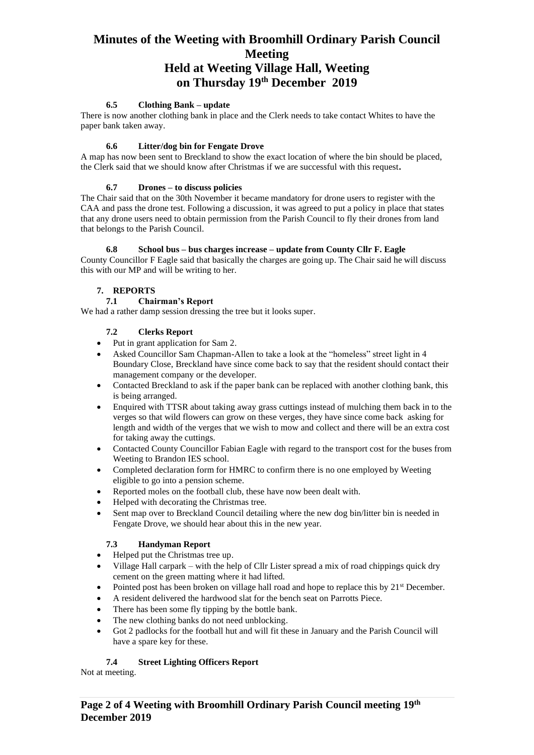# Minutes of the Weeting with Broomhill Ordinary Parish Council Meeting
# Held at Weeting Village Hall, Weeting on Thursday 19th December 2019

### 6.5 Clothing Bank – update

There is now another clothing bank in place and the Clerk needs to take contact Whites to have the paper bank taken away.

### 6.6 Litter/dog bin for Fengate Drove

A map has now been sent to Breckland to show the exact location of where the bin should be placed, the Clerk said that we should know after Christmas if we are successful with this request.

### 6.7 Drones – to discuss policies

The Chair said that on the 30th November it became mandatory for drone users to register with the CAA and pass the drone test. Following a discussion, it was agreed to put a policy in place that states that any drone users need to obtain permission from the Parish Council to fly their drones from land that belongs to the Parish Council.

### 6.8 School bus – bus charges increase – update from County Cllr F. Eagle

County Councillor F Eagle said that basically the charges are going up. The Chair said he will discuss this with our MP and will be writing to her.

## 7. REPORTS

### 7.1 Chairman's Report

We had a rather damp session dressing the tree but it looks super.

### 7.2 Clerks Report

- Put in grant application for Sam 2.
- Asked Councillor Sam Chapman-Allen to take a look at the "homeless" street light in 4 Boundary Close, Breckland have since come back to say that the resident should contact their management company or the developer.
- Contacted Breckland to ask if the paper bank can be replaced with another clothing bank, this is being arranged.
- Enquired with TTSR about taking away grass cuttings instead of mulching them back in to the verges so that wild flowers can grow on these verges, they have since come back asking for length and width of the verges that we wish to mow and collect and there will be an extra cost for taking away the cuttings.
- Contacted County Councillor Fabian Eagle with regard to the transport cost for the buses from Weeting to Brandon IES school.
- Completed declaration form for HMRC to confirm there is no one employed by Weeting eligible to go into a pension scheme.
- Reported moles on the football club, these have now been dealt with.
- Helped with decorating the Christmas tree.
- Sent map over to Breckland Council detailing where the new dog bin/litter bin is needed in Fengate Drove, we should hear about this in the new year.

### 7.3 Handyman Report

- Helped put the Christmas tree up.
- Village Hall carpark – with the help of Cllr Lister spread a mix of road chippings quick dry cement on the green matting where it had lifted.
- Pointed post has been broken on village hall road and hope to replace this by 21st December.
- A resident delivered the hardwood slat for the bench seat on Parrotts Piece.
- There has been some fly tipping by the bottle bank.
- The new clothing banks do not need unblocking.
- Got 2 padlocks for the football hut and will fit these in January and the Parish Council will have a spare key for these.

### 7.4 Street Lighting Officers Report

Not at meeting.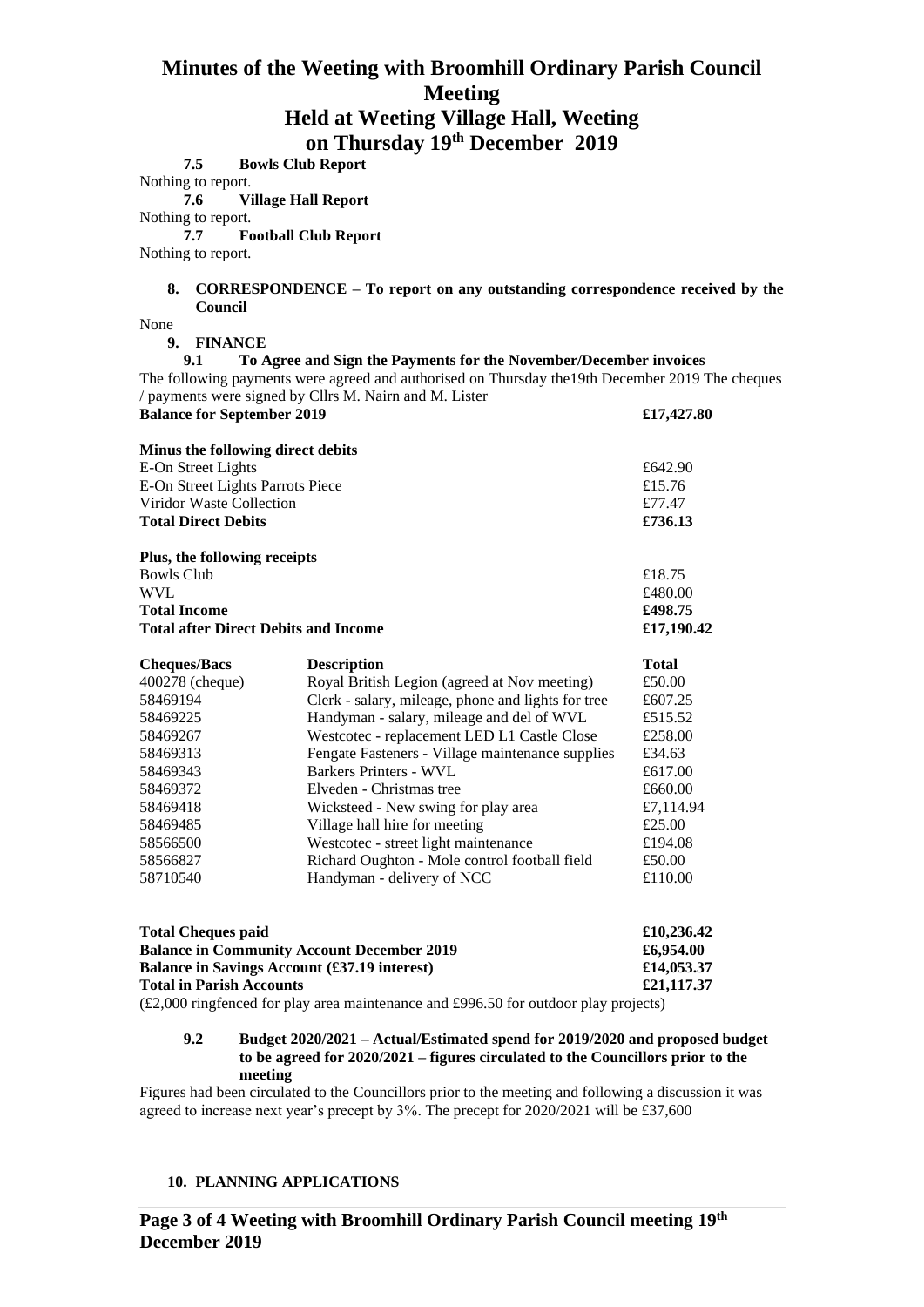# Minutes of the Weeting with Broomhill Ordinary Parish Council Meeting
## Held at Weeting Village Hall, Weeting on Thursday 19th December 2019

**7.5 Bowls Club Report**

Nothing to report.

**7.6 Village Hall Report**

Nothing to report.

**7.7 Football Club Report**

Nothing to report.

**8. CORRESPONDENCE – To report on any outstanding correspondence received by the Council**

None

**9. FINANCE**

**9.1 To Agree and Sign the Payments for the November/December invoices**

The following payments were agreed and authorised on Thursday the19th December 2019 The cheques / payments were signed by Cllrs M. Nairn and M. Lister

| | |
|---|---|
| **Balance for September 2019** | **£17,427.80** |
| | |
| **Minus the following direct debits** | |
| E-On Street Lights | £642.90 |
| E-On Street Lights Parrots Piece | £15.76 |
| Viridor Waste Collection | £77.47 |
| **Total Direct Debits** | **£736.13** |
| | |
| **Plus, the following receipts** | |
| Bowls Club | £18.75 |
| WVL | £480.00 |
| **Total Income** | **£498.75** |
| **Total after Direct Debits and Income** | **£17,190.42** |

| **Cheques/Bacs** | **Description** | **Total** |
|---|---|---|
| 400278 (cheque) | Royal British Legion (agreed at Nov meeting) | £50.00 |
| 58469194 | Clerk - salary, mileage, phone and lights for tree | £607.25 |
| 58469225 | Handyman - salary, mileage and del of WVL | £515.52 |
| 58469267 | Westcotec - replacement LED L1 Castle Close | £258.00 |
| 58469313 | Fengate Fasteners - Village maintenance supplies | £34.63 |
| 58469343 | Barkers Printers - WVL | £617.00 |
| 58469372 | Elveden - Christmas tree | £660.00 |
| 58469418 | Wicksteed - New swing for play area | £7,114.94 |
| 58469485 | Village hall hire for meeting | £25.00 |
| 58566500 | Westcotec - street light maintenance | £194.08 |
| 58566827 | Richard Oughton - Mole control football field | £50.00 |
| 58710540 | Handyman - delivery of NCC | £110.00 |

| | |
|---|---|
| **Total Cheques paid** | **£10,236.42** |
| **Balance in Community Account December 2019** | **£6,954.00** |
| **Balance in Savings Account (£37.19 interest)** | **£14,053.37** |
| **Total in Parish Accounts** | **£21,117.37** |

(£2,000 ringfenced for play area maintenance and £996.50 for outdoor play projects)

**9.2 Budget 2020/2021 – Actual/Estimated spend for 2019/2020 and proposed budget to be agreed for 2020/2021 – figures circulated to the Councillors prior to the meeting**

Figures had been circulated to the Councillors prior to the meeting and following a discussion it was agreed to increase next year's precept by 3%. The precept for 2020/2021 will be £37,600

**10. PLANNING APPLICATIONS**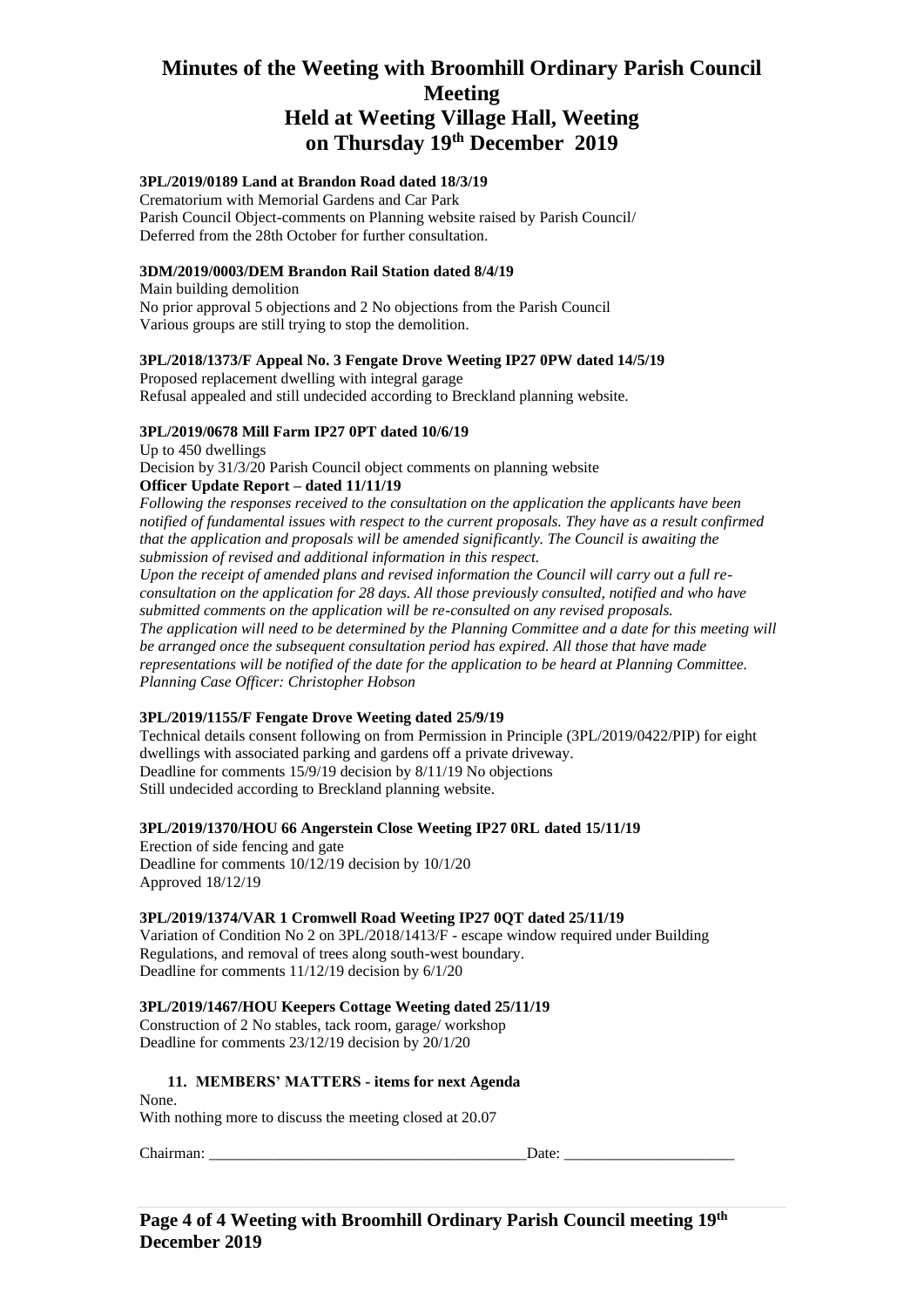# Minutes of the Weeting with Broomhill Ordinary Parish Council Meeting
# Held at Weeting Village Hall, Weeting on Thursday 19th December 2019

**3PL/2019/0189 Land at Brandon Road dated 18/3/19**

Crematorium with Memorial Gardens and Car Park
Parish Council Object-comments on Planning website raised by Parish Council/
Deferred from the 28th October for further consultation.

**3DM/2019/0003/DEM Brandon Rail Station dated 8/4/19**

Main building demolition
No prior approval 5 objections and 2 No objections from the Parish Council
Various groups are still trying to stop the demolition.

**3PL/2018/1373/F Appeal No. 3 Fengate Drove Weeting IP27 0PW dated 14/5/19**

Proposed replacement dwelling with integral garage
Refusal appealed and still undecided according to Breckland planning website.

**3PL/2019/0678 Mill Farm IP27 0PT dated 10/6/19**

Up to 450 dwellings
Decision by 31/3/20 Parish Council object comments on planning website

**Officer Update Report – dated 11/11/19**

*Following the responses received to the consultation on the application the applicants have been notified of fundamental issues with respect to the current proposals. They have as a result confirmed that the application and proposals will be amended significantly. The Council is awaiting the submission of revised and additional information in this respect.*

*Upon the receipt of amended plans and revised information the Council will carry out a full re-consultation on the application for 28 days. All those previously consulted, notified and who have submitted comments on the application will be re-consulted on any revised proposals.*

*The application will need to be determined by the Planning Committee and a date for this meeting will be arranged once the subsequent consultation period has expired. All those that have made representations will be notified of the date for the application to be heard at Planning Committee.*

*Planning Case Officer: Christopher Hobson*

**3PL/2019/1155/F Fengate Drove Weeting dated 25/9/19**

Technical details consent following on from Permission in Principle (3PL/2019/0422/PIP) for eight dwellings with associated parking and gardens off a private driveway.
Deadline for comments 15/9/19 decision by 8/11/19 No objections
Still undecided according to Breckland planning website.

**3PL/2019/1370/HOU 66 Angerstein Close Weeting IP27 0RL dated 15/11/19**

Erection of side fencing and gate
Deadline for comments 10/12/19 decision by 10/1/20
Approved 18/12/19

**3PL/2019/1374/VAR 1 Cromwell Road Weeting IP27 0QT dated 25/11/19**

Variation of Condition No 2 on 3PL/2018/1413/F - escape window required under Building Regulations, and removal of trees along south-west boundary.
Deadline for comments 11/12/19 decision by 6/1/20

**3PL/2019/1467/HOU Keepers Cottage Weeting dated 25/11/19**

Construction of 2 No stables, tack room, garage/ workshop
Deadline for comments 23/12/19 decision by 20/1/20

**11. MEMBERS' MATTERS - items for next Agenda**

None.
With nothing more to discuss the meeting closed at 20.07

Chairman: ________________________________________Date: ______________________